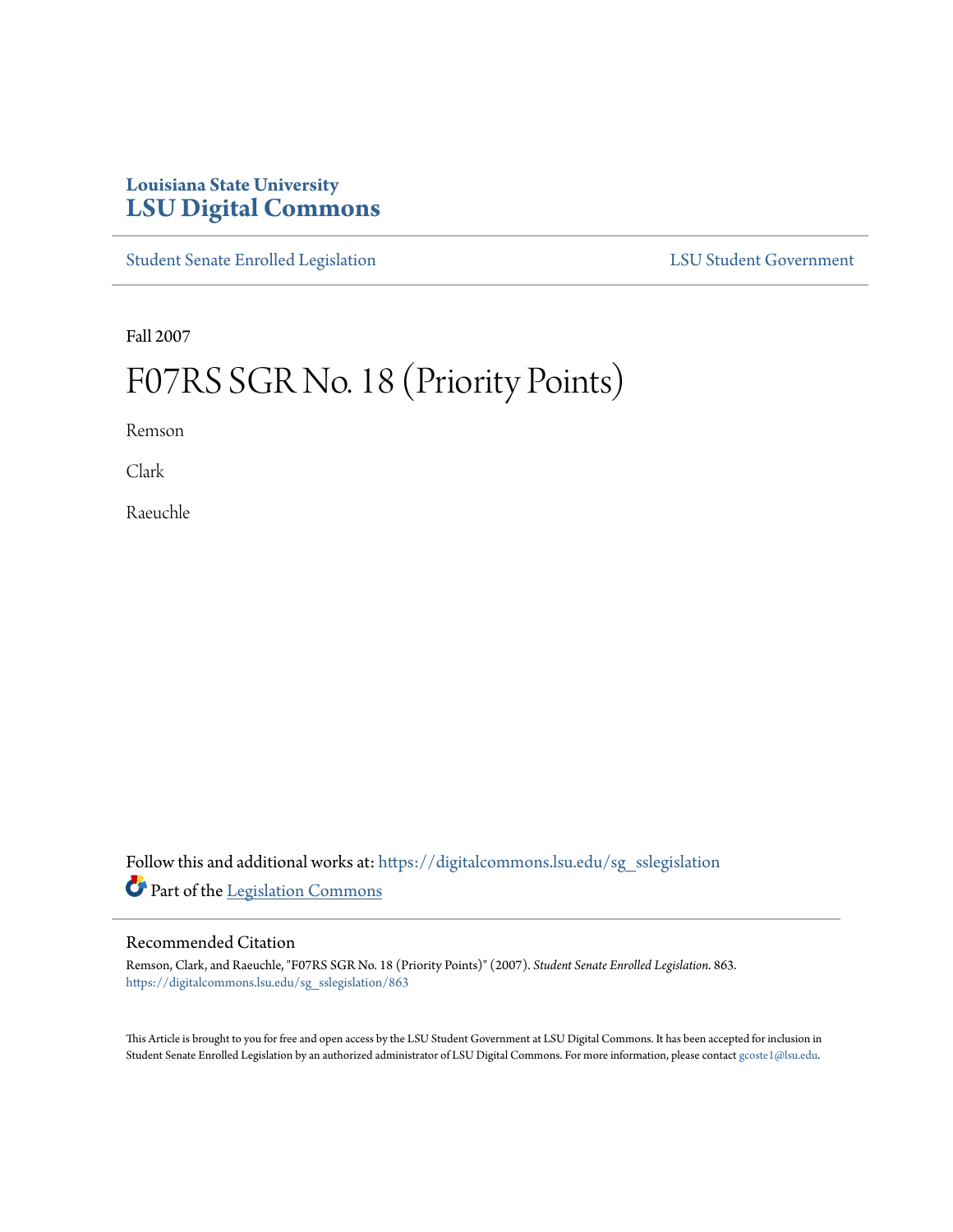Louisiana State University

# LSU Digital Commons

Student Senate Enrolled Legislation | LSU Student Government

Fall 2007

# F07RS SGR No. 18 (Priority Points)

Remson

Clark

Raeuchle

Follow this and additional works at: https://digitalcommons.lsu.edu/sg_sslegislation

Part of the Legislation Commons

## Recommended Citation

Remson, Clark, and Raeuchle, "F07RS SGR No. 18 (Priority Points)" (2007). *Student Senate Enrolled Legislation*. 863.
https://digitalcommons.lsu.edu/sg_sslegislation/863

This Article is brought to you for free and open access by the LSU Student Government at LSU Digital Commons. It has been accepted for inclusion in Student Senate Enrolled Legislation by an authorized administrator of LSU Digital Commons. For more information, please contact gcoste1@lsu.edu.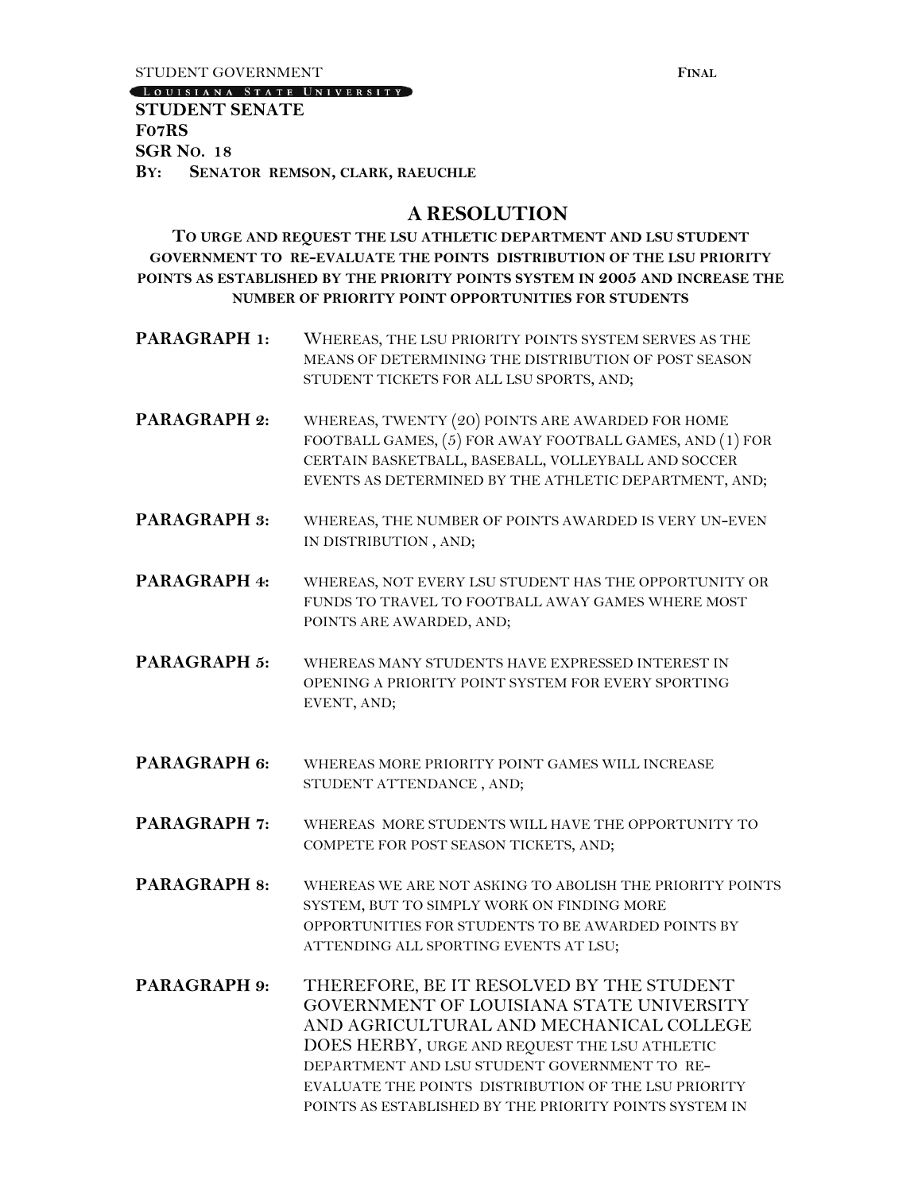STUDENT GOVERNMENT **FINAL**

LOUISIANA STATE UNIVERSITY

**STUDENT SENATE**
**F07RS**
**SGR NO. 18**
**BY: SENATOR REMSON, CLARK, RAEUCHLE**

# A RESOLUTION

**TO URGE AND REQUEST THE LSU ATHLETIC DEPARTMENT AND LSU STUDENT GOVERNMENT TO RE-EVALUATE THE POINTS DISTRIBUTION OF THE LSU PRIORITY POINTS AS ESTABLISHED BY THE PRIORITY POINTS SYSTEM IN 2005 AND INCREASE THE NUMBER OF PRIORITY POINT OPPORTUNITIES FOR STUDENTS**

**PARAGRAPH 1:** WHEREAS, THE LSU PRIORITY POINTS SYSTEM SERVES AS THE MEANS OF DETERMINING THE DISTRIBUTION OF POST SEASON STUDENT TICKETS FOR ALL LSU SPORTS, AND;

**PARAGRAPH 2:** WHEREAS, TWENTY (20) POINTS ARE AWARDED FOR HOME FOOTBALL GAMES, (5) FOR AWAY FOOTBALL GAMES, AND (1) FOR CERTAIN BASKETBALL, BASEBALL, VOLLEYBALL AND SOCCER EVENTS AS DETERMINED BY THE ATHLETIC DEPARTMENT, AND;

**PARAGRAPH 3:** WHEREAS, THE NUMBER OF POINTS AWARDED IS VERY UN-EVEN IN DISTRIBUTION , AND;

**PARAGRAPH 4:** WHEREAS, NOT EVERY LSU STUDENT HAS THE OPPORTUNITY OR FUNDS TO TRAVEL TO FOOTBALL AWAY GAMES WHERE MOST POINTS ARE AWARDED, AND;

**PARAGRAPH 5:** WHEREAS MANY STUDENTS HAVE EXPRESSED INTEREST IN OPENING A PRIORITY POINT SYSTEM FOR EVERY SPORTING EVENT, AND;

**PARAGRAPH 6:** WHEREAS MORE PRIORITY POINT GAMES WILL INCREASE STUDENT ATTENDANCE , AND;

**PARAGRAPH 7:** WHEREAS MORE STUDENTS WILL HAVE THE OPPORTUNITY TO COMPETE FOR POST SEASON TICKETS, AND;

**PARAGRAPH 8:** WHEREAS WE ARE NOT ASKING TO ABOLISH THE PRIORITY POINTS SYSTEM, BUT TO SIMPLY WORK ON FINDING MORE OPPORTUNITIES FOR STUDENTS TO BE AWARDED POINTS BY ATTENDING ALL SPORTING EVENTS AT LSU;

**PARAGRAPH 9:** THEREFORE, BE IT RESOLVED BY THE STUDENT GOVERNMENT OF LOUISIANA STATE UNIVERSITY AND AGRICULTURAL AND MECHANICAL COLLEGE DOES HERBY, URGE AND REQUEST THE LSU ATHLETIC DEPARTMENT AND LSU STUDENT GOVERNMENT TO RE-EVALUATE THE POINTS DISTRIBUTION OF THE LSU PRIORITY POINTS AS ESTABLISHED BY THE PRIORITY POINTS SYSTEM IN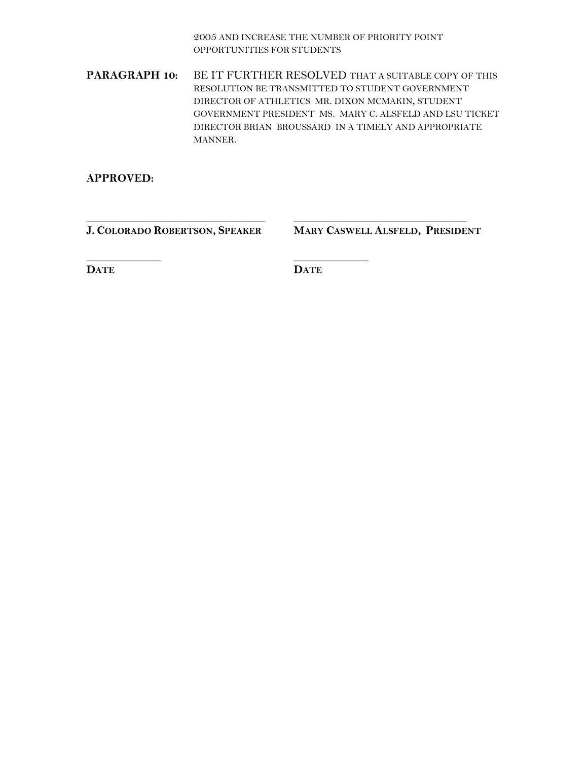2005 AND INCREASE THE NUMBER OF PRIORITY POINT OPPORTUNITIES FOR STUDENTS

**PARAGRAPH 10:** BE IT FURTHER RESOLVED THAT A SUITABLE COPY OF THIS RESOLUTION BE TRANSMITTED TO STUDENT GOVERNMENT DIRECTOR OF ATHLETICS MR. DIXON MCMAKIN, STUDENT GOVERNMENT PRESIDENT MS. MARY C. ALSFELD AND LSU TICKET DIRECTOR BRIAN BROUSSARD IN A TIMELY AND APPROPRIATE MANNER.

**APPROVED:**

______________________________ **J. COLORADO ROBERTSON, SPEAKER**

______________________________ **MARY CASWELL ALSFELD, PRESIDENT**

____________ **DATE**

____________ **DATE**